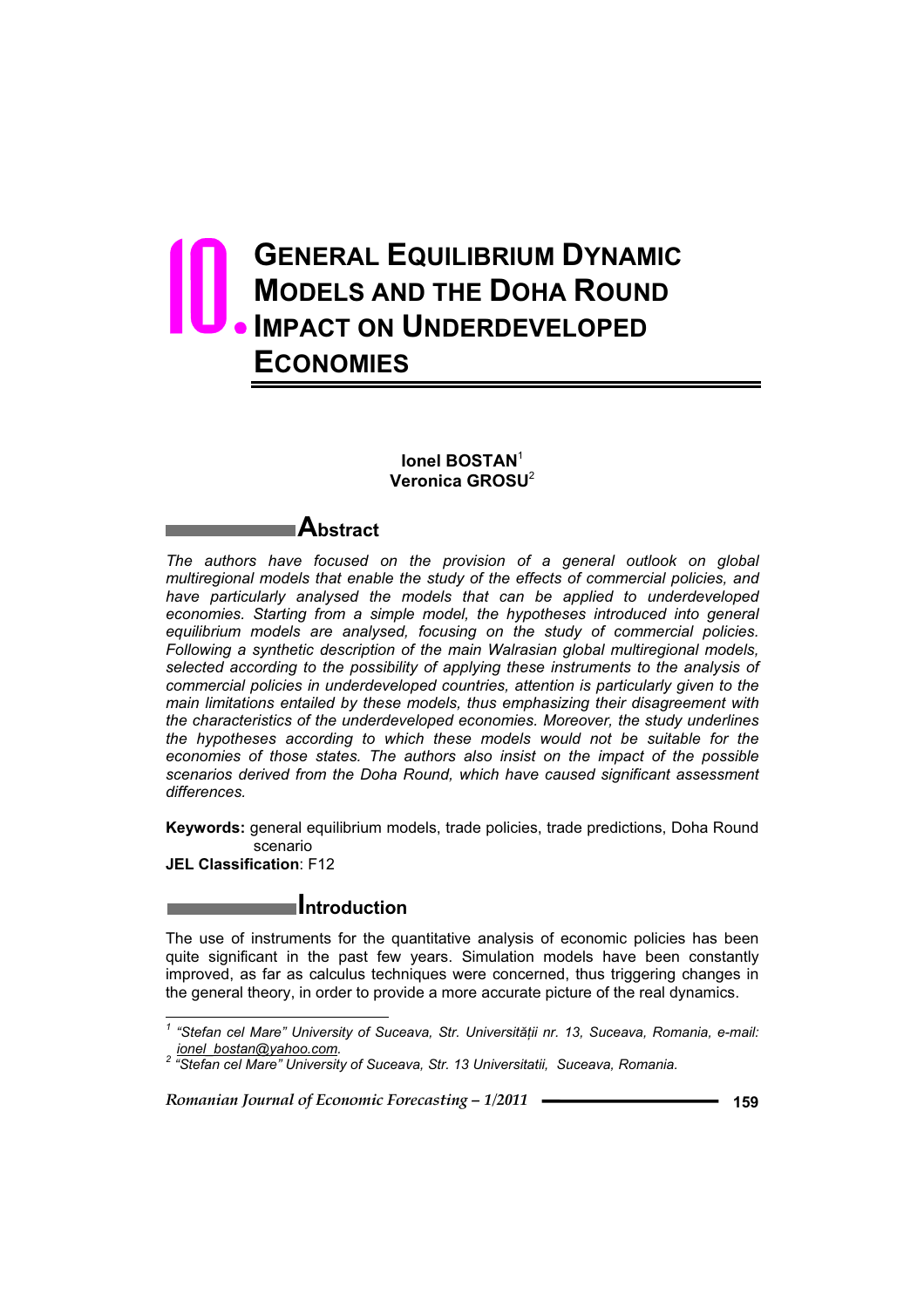# 10. GENERAL EQUILIBRIUM DYNAMIC MODELS AND THE DOHA ROUND IMPACT ON UNDERDEVELOPED ECONOMIES

**Ionel BOSTAN**[1]
**Veronica GROSU**[2]

## Abstract

*The authors have focused on the provision of a general outlook on global multiregional models that enable the study of the effects of commercial policies, and have particularly analysed the models that can be applied to underdeveloped economies. Starting from a simple model, the hypotheses introduced into general equilibrium models are analysed, focusing on the study of commercial policies. Following a synthetic description of the main Walrasian global multiregional models, selected according to the possibility of applying these instruments to the analysis of commercial policies in underdeveloped countries, attention is particularly given to the main limitations entailed by these models, thus emphasizing their disagreement with the characteristics of the underdeveloped economies. Moreover, the study underlines the hypotheses according to which these models would not be suitable for the economies of those states. The authors also insist on the impact of the possible scenarios derived from the Doha Round, which have caused significant assessment differences.*

**Keywords:** general equilibrium models, trade policies, trade predictions, Doha Round scenario
**JEL Classification**: F12

## Introduction

The use of instruments for the quantitative analysis of economic policies has been quite significant in the past few years. Simulation models have been constantly improved, as far as calculus techniques were concerned, thus triggering changes in the general theory, in order to provide a more accurate picture of the real dynamics.

---

[1] *"Stefan cel Mare" University of Suceava, Str. Universității nr. 13, Suceava, Romania, e-mail: ionel_bostan@yahoo.com.*

[2] *"Stefan cel Mare" University of Suceava, Str. 13 Universitatii, Suceava, Romania.*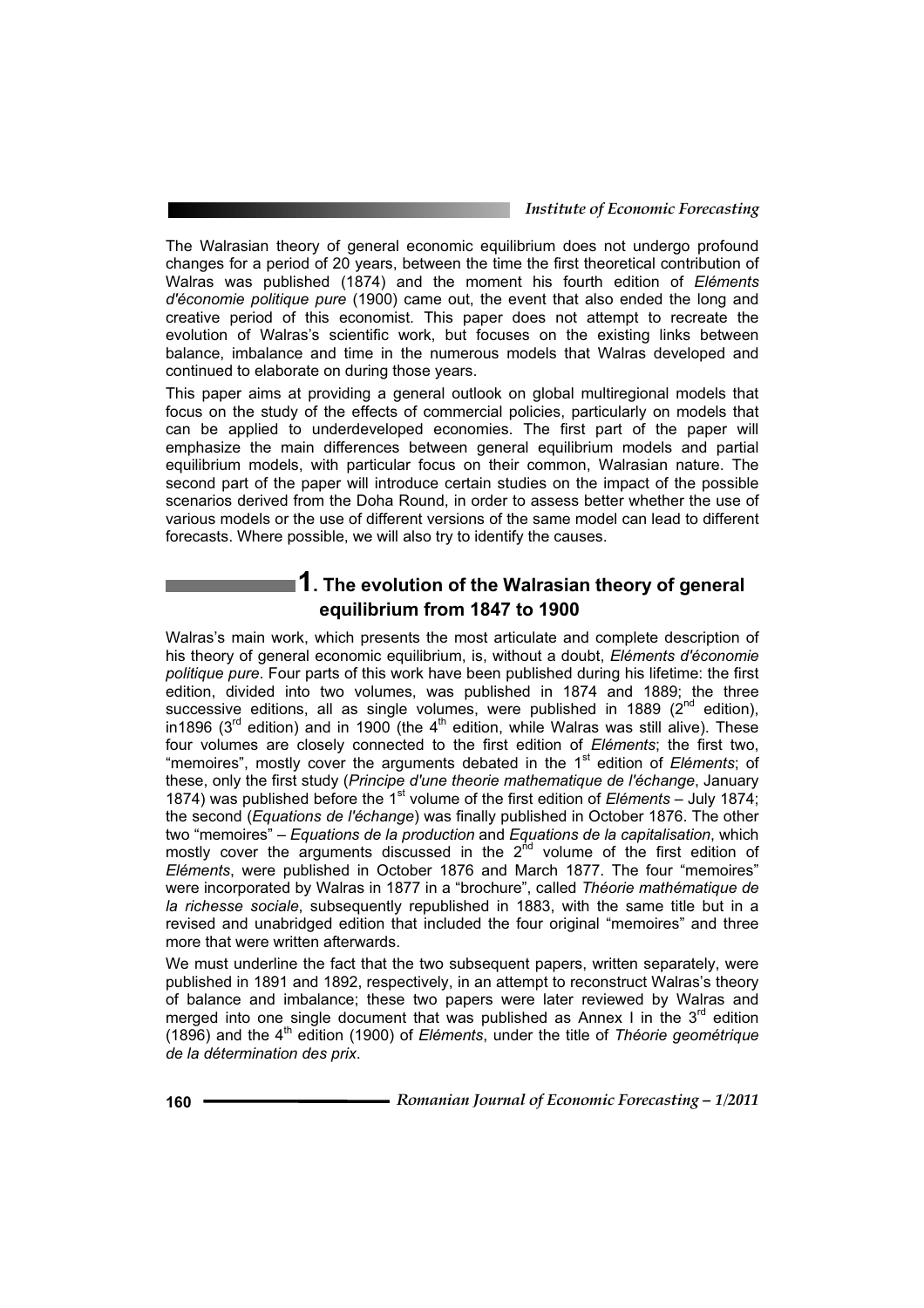The Walrasian theory of general economic equilibrium does not undergo profound changes for a period of 20 years, between the time the first theoretical contribution of Walras was published (1874) and the moment his fourth edition of *Eléments d'économie politique pure* (1900) came out, the event that also ended the long and creative period of this economist. This paper does not attempt to recreate the evolution of Walras's scientific work, but focuses on the existing links between balance, imbalance and time in the numerous models that Walras developed and continued to elaborate on during those years.

This paper aims at providing a general outlook on global multiregional models that focus on the study of the effects of commercial policies, particularly on models that can be applied to underdeveloped economies. The first part of the paper will emphasize the main differences between general equilibrium models and partial equilibrium models, with particular focus on their common, Walrasian nature. The second part of the paper will introduce certain studies on the impact of the possible scenarios derived from the Doha Round, in order to assess better whether the use of various models or the use of different versions of the same model can lead to different forecasts. Where possible, we will also try to identify the causes.

## 1. The evolution of the Walrasian theory of general equilibrium from 1847 to 1900

Walras's main work, which presents the most articulate and complete description of his theory of general economic equilibrium, is, without a doubt, *Eléments d'économie politique pure*. Four parts of this work have been published during his lifetime: the first edition, divided into two volumes, was published in 1874 and 1889; the three successive editions, all as single volumes, were published in 1889 (2nd edition), in1896 (3rd edition) and in 1900 (the 4th edition, while Walras was still alive). These four volumes are closely connected to the first edition of *Eléments*; the first two, "memoires", mostly cover the arguments debated in the 1st edition of *Eléments*; of these, only the first study (*Principe d'une theorie mathematique de l'échange*, January 1874) was published before the 1st volume of the first edition of *Eléments* – July 1874; the second (*Equations de l'échange*) was finally published in October 1876. The other two "memoires" – *Equations de la production* and *Equations de la capitalisation*, which mostly cover the arguments discussed in the 2nd volume of the first edition of *Eléments*, were published in October 1876 and March 1877. The four "memoires" were incorporated by Walras in 1877 in a "brochure", called *Théorie mathématique de la richesse sociale*, subsequently republished in 1883, with the same title but in a revised and unabridged edition that included the four original "memoires" and three more that were written afterwards.

We must underline the fact that the two subsequent papers, written separately, were published in 1891 and 1892, respectively, in an attempt to reconstruct Walras's theory of balance and imbalance; these two papers were later reviewed by Walras and merged into one single document that was published as Annex I in the 3rd edition (1896) and the 4th edition (1900) of *Eléments*, under the title of *Théorie geométrique de la détermination des prix*.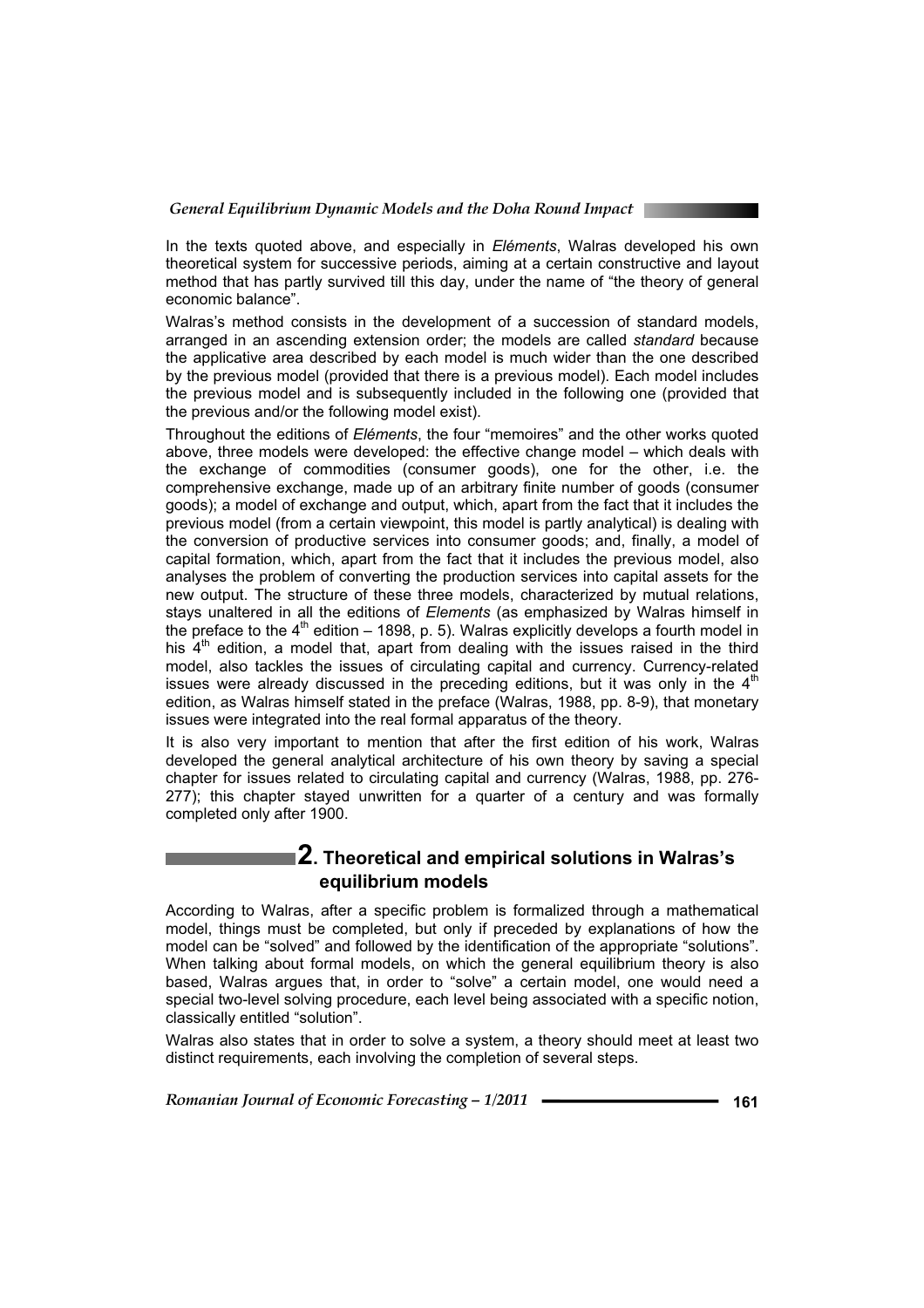In the texts quoted above, and especially in *Eléments*, Walras developed his own theoretical system for successive periods, aiming at a certain constructive and layout method that has partly survived till this day, under the name of "the theory of general economic balance".

Walras's method consists in the development of a succession of standard models, arranged in an ascending extension order; the models are called *standard* because the applicative area described by each model is much wider than the one described by the previous model (provided that there is a previous model). Each model includes the previous model and is subsequently included in the following one (provided that the previous and/or the following model exist).

Throughout the editions of *Eléments*, the four "memoires" and the other works quoted above, three models were developed: the effective change model – which deals with the exchange of commodities (consumer goods), one for the other, i.e. the comprehensive exchange, made up of an arbitrary finite number of goods (consumer goods); a model of exchange and output, which, apart from the fact that it includes the previous model (from a certain viewpoint, this model is partly analytical) is dealing with the conversion of productive services into consumer goods; and, finally, a model of capital formation, which, apart from the fact that it includes the previous model, also analyses the problem of converting the production services into capital assets for the new output. The structure of these three models, characterized by mutual relations, stays unaltered in all the editions of *Elements* (as emphasized by Walras himself in the preface to the 4th edition – 1898, p. 5). Walras explicitly develops a fourth model in his 4th edition, a model that, apart from dealing with the issues raised in the third model, also tackles the issues of circulating capital and currency. Currency-related issues were already discussed in the preceding editions, but it was only in the 4th edition, as Walras himself stated in the preface (Walras, 1988, pp. 8-9), that monetary issues were integrated into the real formal apparatus of the theory.

It is also very important to mention that after the first edition of his work, Walras developed the general analytical architecture of his own theory by saving a special chapter for issues related to circulating capital and currency (Walras, 1988, pp. 276-277); this chapter stayed unwritten for a quarter of a century and was formally completed only after 1900.

## 2. Theoretical and empirical solutions in Walras's equilibrium models

According to Walras, after a specific problem is formalized through a mathematical model, things must be completed, but only if preceded by explanations of how the model can be "solved" and followed by the identification of the appropriate "solutions". When talking about formal models, on which the general equilibrium theory is also based, Walras argues that, in order to "solve" a certain model, one would need a special two-level solving procedure, each level being associated with a specific notion, classically entitled "solution".

Walras also states that in order to solve a system, a theory should meet at least two distinct requirements, each involving the completion of several steps.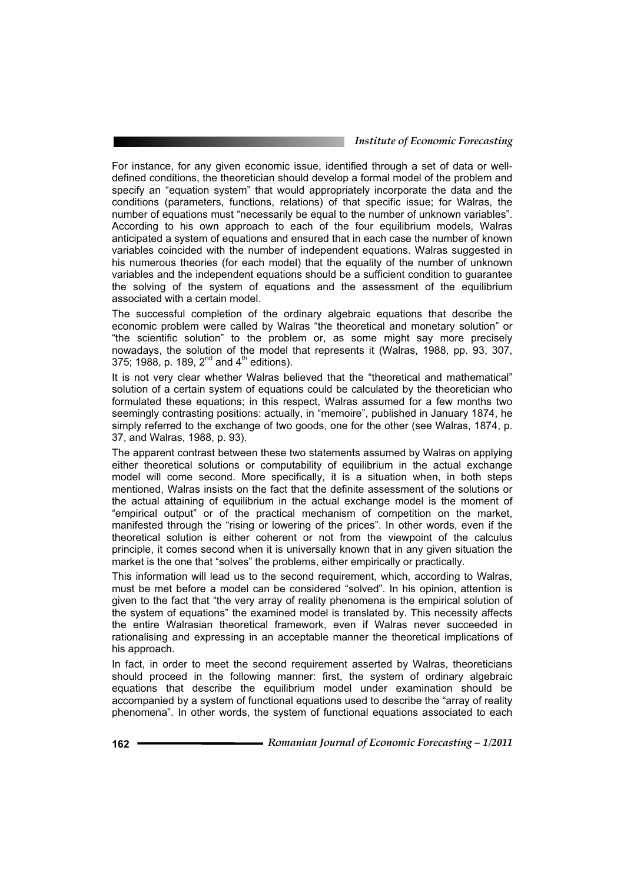For instance, for any given economic issue, identified through a set of data or well-defined conditions, the theoretician should develop a formal model of the problem and specify an "equation system" that would appropriately incorporate the data and the conditions (parameters, functions, relations) of that specific issue; for Walras, the number of equations must "necessarily be equal to the number of unknown variables". According to his own approach to each of the four equilibrium models, Walras anticipated a system of equations and ensured that in each case the number of known variables coincided with the number of independent equations. Walras suggested in his numerous theories (for each model) that the equality of the number of unknown variables and the independent equations should be a sufficient condition to guarantee the solving of the system of equations and the assessment of the equilibrium associated with a certain model.

The successful completion of the ordinary algebraic equations that describe the economic problem were called by Walras "the theoretical and monetary solution" or "the scientific solution" to the problem or, as some might say more precisely nowadays, the solution of the model that represents it (Walras, 1988, pp. 93, 307, 375; 1988, p. 189, 2nd and 4th editions).

It is not very clear whether Walras believed that the "theoretical and mathematical" solution of a certain system of equations could be calculated by the theoretician who formulated these equations; in this respect, Walras assumed for a few months two seemingly contrasting positions: actually, in "memoire", published in January 1874, he simply referred to the exchange of two goods, one for the other (see Walras, 1874, p. 37, and Walras, 1988, p. 93).

The apparent contrast between these two statements assumed by Walras on applying either theoretical solutions or computability of equilibrium in the actual exchange model will come second. More specifically, it is a situation when, in both steps mentioned, Walras insists on the fact that the definite assessment of the solutions or the actual attaining of equilibrium in the actual exchange model is the moment of "empirical output" or of the practical mechanism of competition on the market, manifested through the "rising or lowering of the prices". In other words, even if the theoretical solution is either coherent or not from the viewpoint of the calculus principle, it comes second when it is universally known that in any given situation the market is the one that "solves" the problems, either empirically or practically.

This information will lead us to the second requirement, which, according to Walras, must be met before a model can be considered "solved". In his opinion, attention is given to the fact that "the very array of reality phenomena is the empirical solution of the system of equations" the examined model is translated by. This necessity affects the entire Walrasian theoretical framework, even if Walras never succeeded in rationalising and expressing in an acceptable manner the theoretical implications of his approach.

In fact, in order to meet the second requirement asserted by Walras, theoreticians should proceed in the following manner: first, the system of ordinary algebraic equations that describe the equilibrium model under examination should be accompanied by a system of functional equations used to describe the "array of reality phenomena". In other words, the system of functional equations associated to each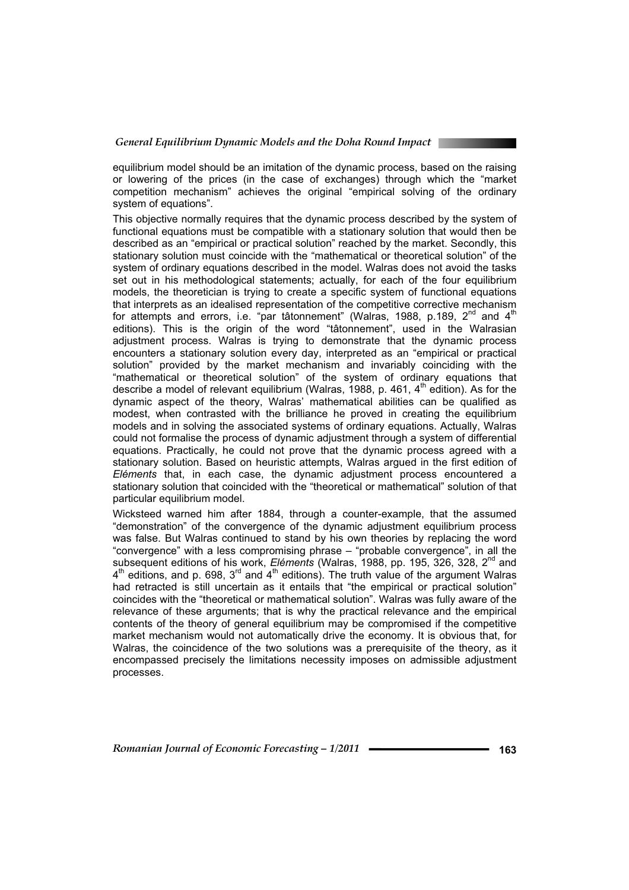equilibrium model should be an imitation of the dynamic process, based on the raising or lowering of the prices (in the case of exchanges) through which the "market competition mechanism" achieves the original "empirical solving of the ordinary system of equations".

This objective normally requires that the dynamic process described by the system of functional equations must be compatible with a stationary solution that would then be described as an "empirical or practical solution" reached by the market. Secondly, this stationary solution must coincide with the "mathematical or theoretical solution" of the system of ordinary equations described in the model. Walras does not avoid the tasks set out in his methodological statements; actually, for each of the four equilibrium models, the theoretician is trying to create a specific system of functional equations that interprets as an idealised representation of the competitive corrective mechanism for attempts and errors, i.e. "par tâtonnement" (Walras, 1988, p.189, 2nd and 4th editions). This is the origin of the word "tâtonnement", used in the Walrasian adjustment process. Walras is trying to demonstrate that the dynamic process encounters a stationary solution every day, interpreted as an "empirical or practical solution" provided by the market mechanism and invariably coinciding with the "mathematical or theoretical solution" of the system of ordinary equations that describe a model of relevant equilibrium (Walras, 1988, p. 461, 4th edition). As for the dynamic aspect of the theory, Walras' mathematical abilities can be qualified as modest, when contrasted with the brilliance he proved in creating the equilibrium models and in solving the associated systems of ordinary equations. Actually, Walras could not formalise the process of dynamic adjustment through a system of differential equations. Practically, he could not prove that the dynamic process agreed with a stationary solution. Based on heuristic attempts, Walras argued in the first edition of *Eléments* that, in each case, the dynamic adjustment process encountered a stationary solution that coincided with the "theoretical or mathematical" solution of that particular equilibrium model.

Wicksteed warned him after 1884, through a counter-example, that the assumed "demonstration" of the convergence of the dynamic adjustment equilibrium process was false. But Walras continued to stand by his own theories by replacing the word "convergence" with a less compromising phrase – "probable convergence", in all the subsequent editions of his work, *Eléments* (Walras, 1988, pp. 195, 326, 328, 2nd and 4th editions, and p. 698, 3rd and 4th editions). The truth value of the argument Walras had retracted is still uncertain as it entails that "the empirical or practical solution" coincides with the "theoretical or mathematical solution". Walras was fully aware of the relevance of these arguments; that is why the practical relevance and the empirical contents of the theory of general equilibrium may be compromised if the competitive market mechanism would not automatically drive the economy. It is obvious that, for Walras, the coincidence of the two solutions was a prerequisite of the theory, as it encompassed precisely the limitations necessity imposes on admissible adjustment processes.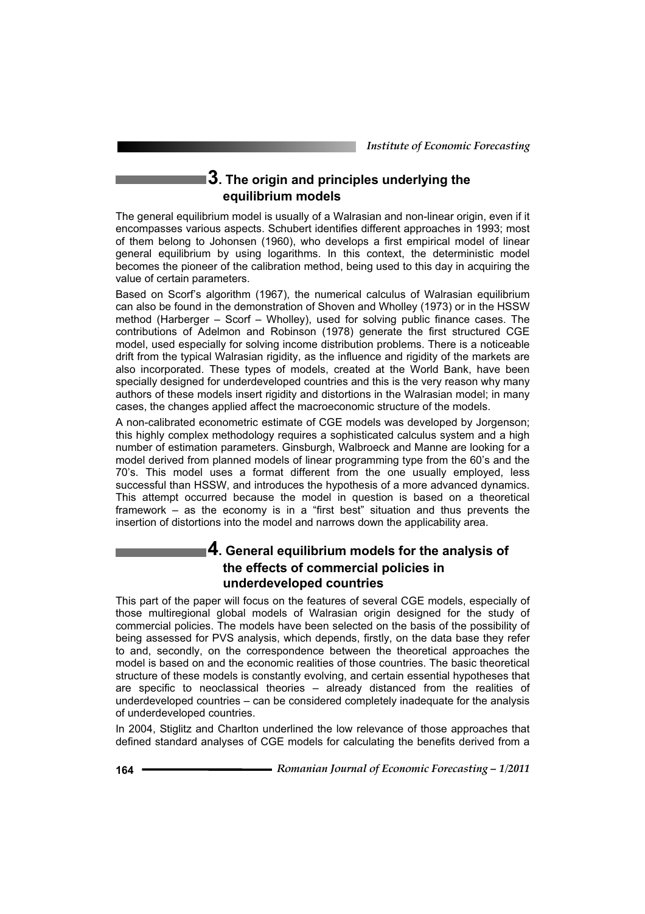## 3. The origin and principles underlying the equilibrium models

The general equilibrium model is usually of a Walrasian and non-linear origin, even if it encompasses various aspects. Schubert identifies different approaches in 1993; most of them belong to Johonsen (1960), who develops a first empirical model of linear general equilibrium by using logarithms. In this context, the deterministic model becomes the pioneer of the calibration method, being used to this day in acquiring the value of certain parameters.

Based on Scorf's algorithm (1967), the numerical calculus of Walrasian equilibrium can also be found in the demonstration of Shoven and Wholley (1973) or in the HSSW method (Harberger – Scorf – Wholley), used for solving public finance cases. The contributions of Adelmon and Robinson (1978) generate the first structured CGE model, used especially for solving income distribution problems. There is a noticeable drift from the typical Walrasian rigidity, as the influence and rigidity of the markets are also incorporated. These types of models, created at the World Bank, have been specially designed for underdeveloped countries and this is the very reason why many authors of these models insert rigidity and distortions in the Walrasian model; in many cases, the changes applied affect the macroeconomic structure of the models.

A non-calibrated econometric estimate of CGE models was developed by Jorgenson; this highly complex methodology requires a sophisticated calculus system and a high number of estimation parameters. Ginsburgh, Walbroeck and Manne are looking for a model derived from planned models of linear programming type from the 60's and the 70's. This model uses a format different from the one usually employed, less successful than HSSW, and introduces the hypothesis of a more advanced dynamics. This attempt occurred because the model in question is based on a theoretical framework – as the economy is in a "first best" situation and thus prevents the insertion of distortions into the model and narrows down the applicability area.

## 4. General equilibrium models for the analysis of the effects of commercial policies in underdeveloped countries

This part of the paper will focus on the features of several CGE models, especially of those multiregional global models of Walrasian origin designed for the study of commercial policies. The models have been selected on the basis of the possibility of being assessed for PVS analysis, which depends, firstly, on the data base they refer to and, secondly, on the correspondence between the theoretical approaches the model is based on and the economic realities of those countries. The basic theoretical structure of these models is constantly evolving, and certain essential hypotheses that are specific to neoclassical theories – already distanced from the realities of underdeveloped countries – can be considered completely inadequate for the analysis of underdeveloped countries.

In 2004, Stiglitz and Charlton underlined the low relevance of those approaches that defined standard analyses of CGE models for calculating the benefits derived from a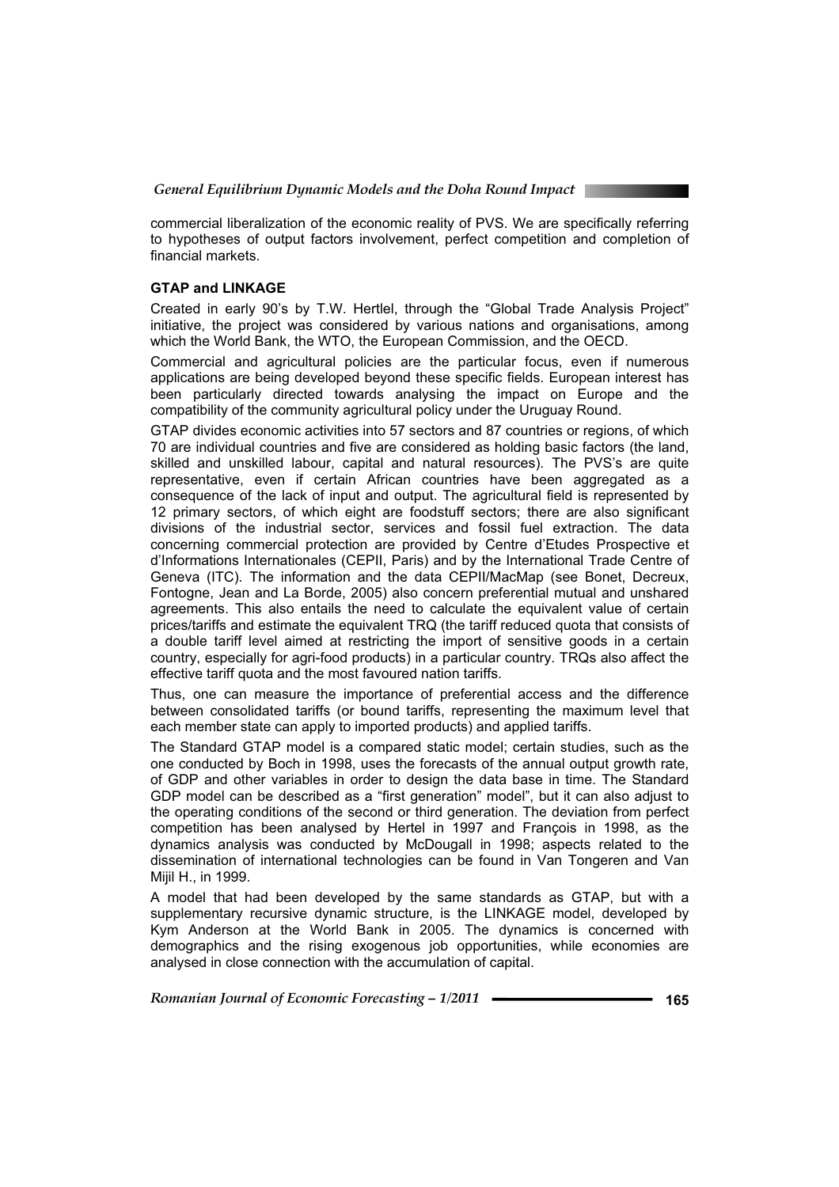commercial liberalization of the economic reality of PVS. We are specifically referring to hypotheses of output factors involvement, perfect competition and completion of financial markets.

**GTAP and LINKAGE**

Created in early 90's by T.W. Hertlel, through the "Global Trade Analysis Project" initiative, the project was considered by various nations and organisations, among which the World Bank, the WTO, the European Commission, and the OECD.

Commercial and agricultural policies are the particular focus, even if numerous applications are being developed beyond these specific fields. European interest has been particularly directed towards analysing the impact on Europe and the compatibility of the community agricultural policy under the Uruguay Round.

GTAP divides economic activities into 57 sectors and 87 countries or regions, of which 70 are individual countries and five are considered as holding basic factors (the land, skilled and unskilled labour, capital and natural resources). The PVS's are quite representative, even if certain African countries have been aggregated as a consequence of the lack of input and output. The agricultural field is represented by 12 primary sectors, of which eight are foodstuff sectors; there are also significant divisions of the industrial sector, services and fossil fuel extraction. The data concerning commercial protection are provided by Centre d'Etudes Prospective et d'Informations Internationales (CEPII, Paris) and by the International Trade Centre of Geneva (ITC). The information and the data CEPII/MacMap (see Bonet, Decreux, Fontogne, Jean and La Borde, 2005) also concern preferential mutual and unshared agreements. This also entails the need to calculate the equivalent value of certain prices/tariffs and estimate the equivalent TRQ (the tariff reduced quota that consists of a double tariff level aimed at restricting the import of sensitive goods in a certain country, especially for agri-food products) in a particular country. TRQs also affect the effective tariff quota and the most favoured nation tariffs.

Thus, one can measure the importance of preferential access and the difference between consolidated tariffs (or bound tariffs, representing the maximum level that each member state can apply to imported products) and applied tariffs.

The Standard GTAP model is a compared static model; certain studies, such as the one conducted by Boch in 1998, uses the forecasts of the annual output growth rate, of GDP and other variables in order to design the data base in time. The Standard GDP model can be described as a "first generation" model", but it can also adjust to the operating conditions of the second or third generation. The deviation from perfect competition has been analysed by Hertel in 1997 and François in 1998, as the dynamics analysis was conducted by McDougall in 1998; aspects related to the dissemination of international technologies can be found in Van Tongeren and Van Mijil H., in 1999.

A model that had been developed by the same standards as GTAP, but with a supplementary recursive dynamic structure, is the LINKAGE model, developed by Kym Anderson at the World Bank in 2005. The dynamics is concerned with demographics and the rising exogenous job opportunities, while economies are analysed in close connection with the accumulation of capital.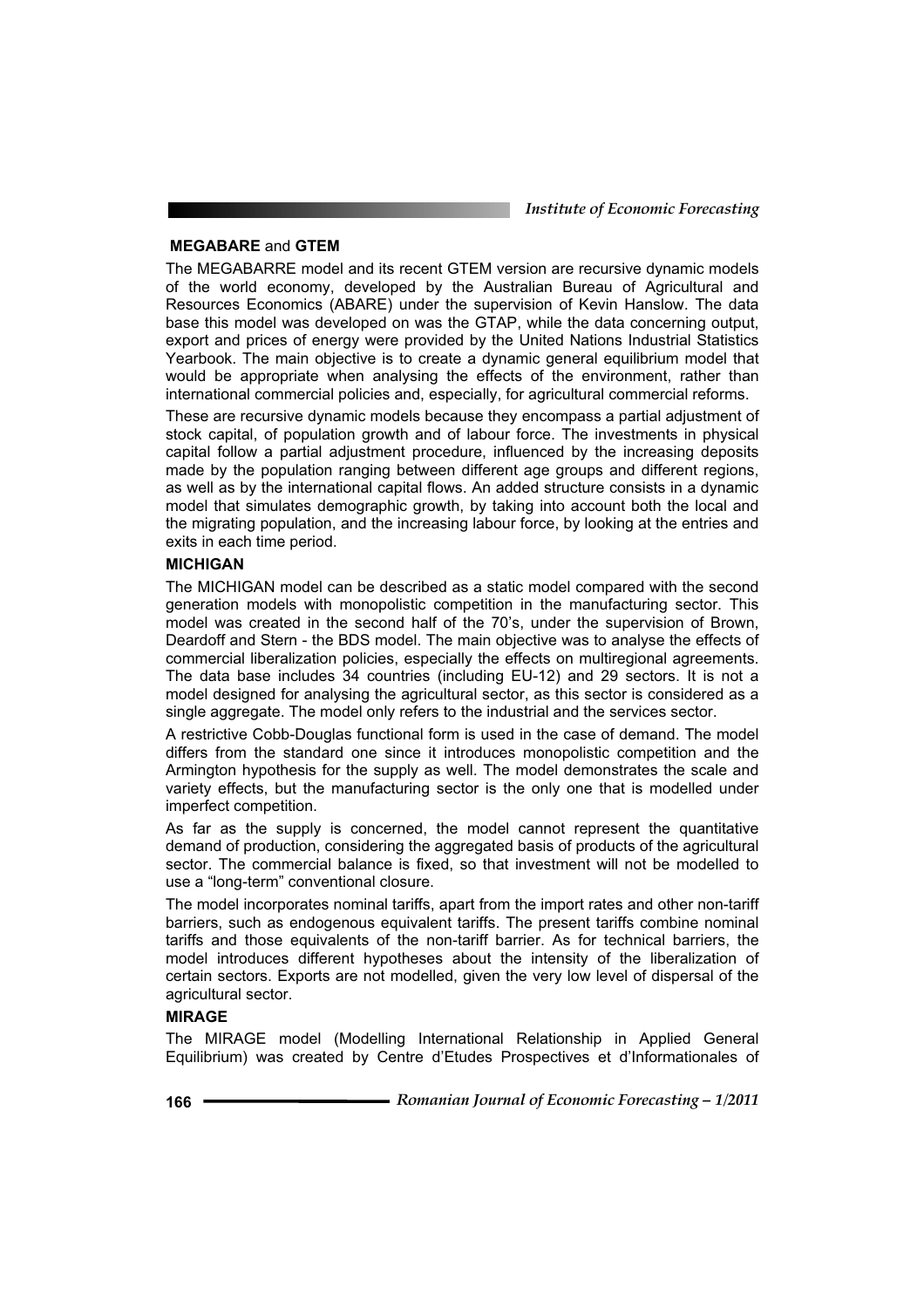**MEGABARE** and **GTEM**

The MEGABARRE model and its recent GTEM version are recursive dynamic models of the world economy, developed by the Australian Bureau of Agricultural and Resources Economics (ABARE) under the supervision of Kevin Hanslow. The data base this model was developed on was the GTAP, while the data concerning output, export and prices of energy were provided by the United Nations Industrial Statistics Yearbook. The main objective is to create a dynamic general equilibrium model that would be appropriate when analysing the effects of the environment, rather than international commercial policies and, especially, for agricultural commercial reforms.

These are recursive dynamic models because they encompass a partial adjustment of stock capital, of population growth and of labour force. The investments in physical capital follow a partial adjustment procedure, influenced by the increasing deposits made by the population ranging between different age groups and different regions, as well as by the international capital flows. An added structure consists in a dynamic model that simulates demographic growth, by taking into account both the local and the migrating population, and the increasing labour force, by looking at the entries and exits in each time period.

**MICHIGAN**

The MICHIGAN model can be described as a static model compared with the second generation models with monopolistic competition in the manufacturing sector. This model was created in the second half of the 70's, under the supervision of Brown, Deardoff and Stern - the BDS model. The main objective was to analyse the effects of commercial liberalization policies, especially the effects on multiregional agreements. The data base includes 34 countries (including EU-12) and 29 sectors. It is not a model designed for analysing the agricultural sector, as this sector is considered as a single aggregate. The model only refers to the industrial and the services sector.

A restrictive Cobb-Douglas functional form is used in the case of demand. The model differs from the standard one since it introduces monopolistic competition and the Armington hypothesis for the supply as well. The model demonstrates the scale and variety effects, but the manufacturing sector is the only one that is modelled under imperfect competition.

As far as the supply is concerned, the model cannot represent the quantitative demand of production, considering the aggregated basis of products of the agricultural sector. The commercial balance is fixed, so that investment will not be modelled to use a "long-term" conventional closure.

The model incorporates nominal tariffs, apart from the import rates and other non-tariff barriers, such as endogenous equivalent tariffs. The present tariffs combine nominal tariffs and those equivalents of the non-tariff barrier. As for technical barriers, the model introduces different hypotheses about the intensity of the liberalization of certain sectors. Exports are not modelled, given the very low level of dispersal of the agricultural sector.

**MIRAGE**

The MIRAGE model (Modelling International Relationship in Applied General Equilibrium) was created by Centre d'Etudes Prospectives et d'Informationales of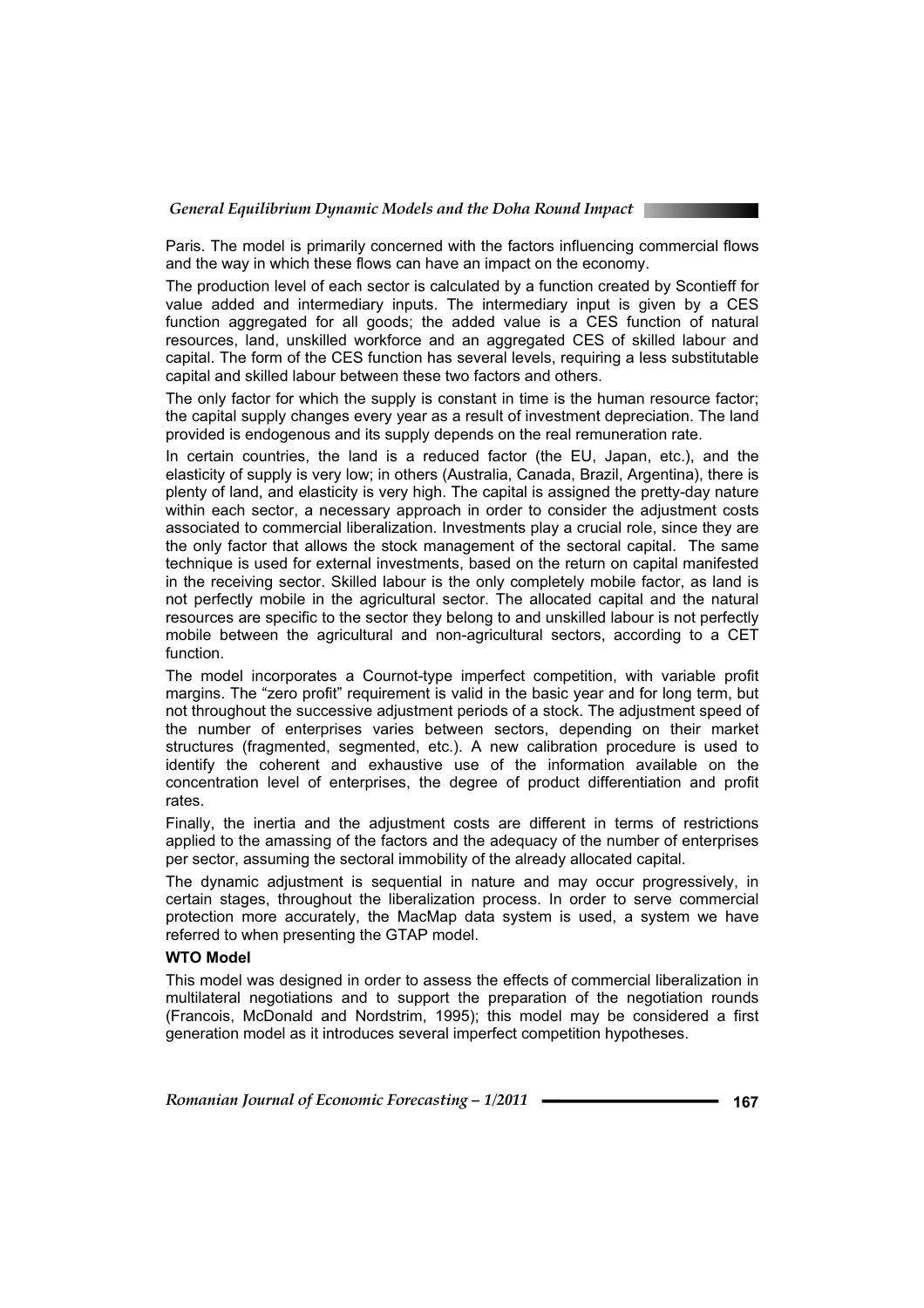Paris. The model is primarily concerned with the factors influencing commercial flows and the way in which these flows can have an impact on the economy.

The production level of each sector is calculated by a function created by Scontieff for value added and intermediary inputs. The intermediary input is given by a CES function aggregated for all goods; the added value is a CES function of natural resources, land, unskilled workforce and an aggregated CES of skilled labour and capital. The form of the CES function has several levels, requiring a less substitutable capital and skilled labour between these two factors and others.

The only factor for which the supply is constant in time is the human resource factor; the capital supply changes every year as a result of investment depreciation. The land provided is endogenous and its supply depends on the real remuneration rate.

In certain countries, the land is a reduced factor (the EU, Japan, etc.), and the elasticity of supply is very low; in others (Australia, Canada, Brazil, Argentina), there is plenty of land, and elasticity is very high. The capital is assigned the pretty-day nature within each sector, a necessary approach in order to consider the adjustment costs associated to commercial liberalization. Investments play a crucial role, since they are the only factor that allows the stock management of the sectoral capital. The same technique is used for external investments, based on the return on capital manifested in the receiving sector. Skilled labour is the only completely mobile factor, as land is not perfectly mobile in the agricultural sector. The allocated capital and the natural resources are specific to the sector they belong to and unskilled labour is not perfectly mobile between the agricultural and non-agricultural sectors, according to a CET function.

The model incorporates a Cournot-type imperfect competition, with variable profit margins. The "zero profit" requirement is valid in the basic year and for long term, but not throughout the successive adjustment periods of a stock. The adjustment speed of the number of enterprises varies between sectors, depending on their market structures (fragmented, segmented, etc.). A new calibration procedure is used to identify the coherent and exhaustive use of the information available on the concentration level of enterprises, the degree of product differentiation and profit rates.

Finally, the inertia and the adjustment costs are different in terms of restrictions applied to the amassing of the factors and the adequacy of the number of enterprises per sector, assuming the sectoral immobility of the already allocated capital.

The dynamic adjustment is sequential in nature and may occur progressively, in certain stages, throughout the liberalization process. In order to serve commercial protection more accurately, the MacMap data system is used, a system we have referred to when presenting the GTAP model.

**WTO Model**

This model was designed in order to assess the effects of commercial liberalization in multilateral negotiations and to support the preparation of the negotiation rounds (Francois, McDonald and Nordstrim, 1995); this model may be considered a first generation model as it introduces several imperfect competition hypotheses.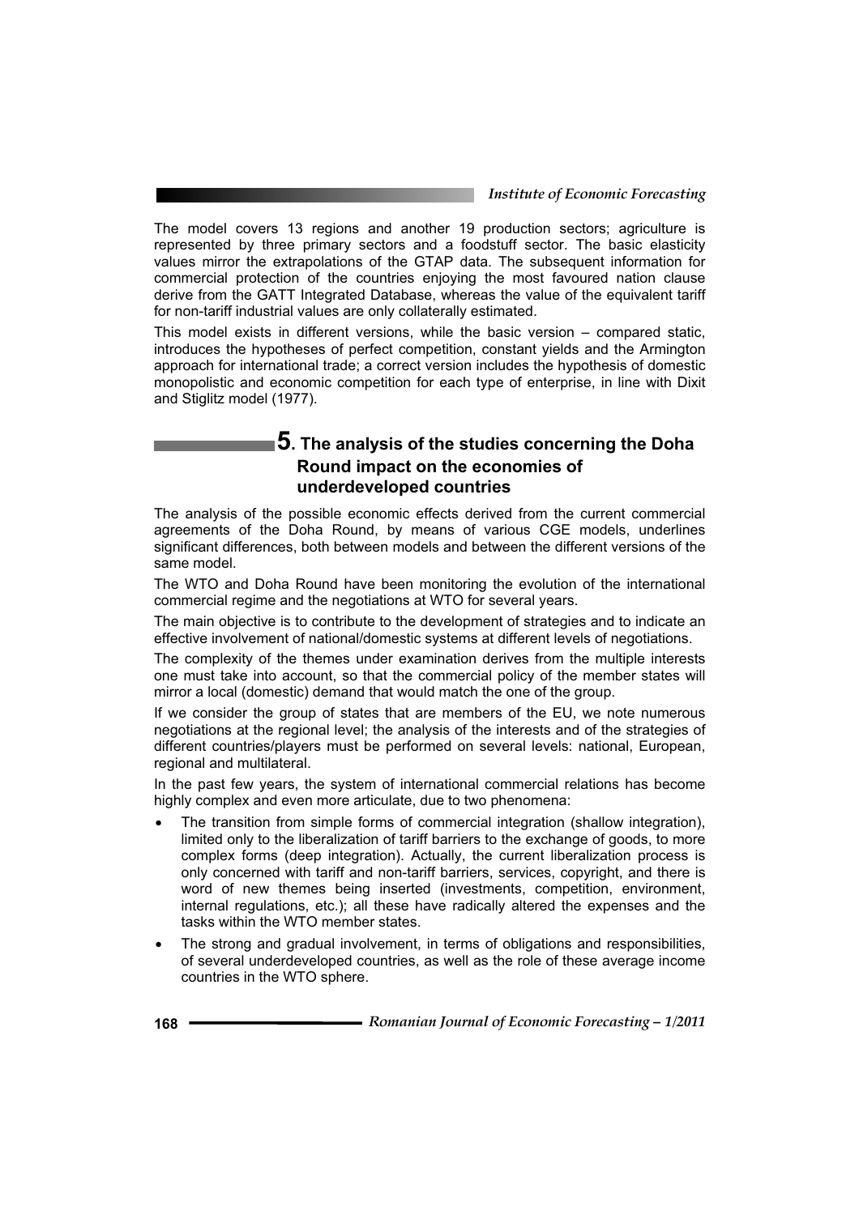The model covers 13 regions and another 19 production sectors; agriculture is represented by three primary sectors and a foodstuff sector. The basic elasticity values mirror the extrapolations of the GTAP data. The subsequent information for commercial protection of the countries enjoying the most favoured nation clause derive from the GATT Integrated Database, whereas the value of the equivalent tariff for non-tariff industrial values are only collaterally estimated.

This model exists in different versions, while the basic version – compared static, introduces the hypotheses of perfect competition, constant yields and the Armington approach for international trade; a correct version includes the hypothesis of domestic monopolistic and economic competition for each type of enterprise, in line with Dixit and Stiglitz model (1977).

## 5. The analysis of the studies concerning the Doha Round impact on the economies of underdeveloped countries

The analysis of the possible economic effects derived from the current commercial agreements of the Doha Round, by means of various CGE models, underlines significant differences, both between models and between the different versions of the same model.

The WTO and Doha Round have been monitoring the evolution of the international commercial regime and the negotiations at WTO for several years.

The main objective is to contribute to the development of strategies and to indicate an effective involvement of national/domestic systems at different levels of negotiations.

The complexity of the themes under examination derives from the multiple interests one must take into account, so that the commercial policy of the member states will mirror a local (domestic) demand that would match the one of the group.

If we consider the group of states that are members of the EU, we note numerous negotiations at the regional level; the analysis of the interests and of the strategies of different countries/players must be performed on several levels: national, European, regional and multilateral.

In the past few years, the system of international commercial relations has become highly complex and even more articulate, due to two phenomena:

- The transition from simple forms of commercial integration (shallow integration), limited only to the liberalization of tariff barriers to the exchange of goods, to more complex forms (deep integration). Actually, the current liberalization process is only concerned with tariff and non-tariff barriers, services, copyright, and there is word of new themes being inserted (investments, competition, environment, internal regulations, etc.); all these have radically altered the expenses and the tasks within the WTO member states.
- The strong and gradual involvement, in terms of obligations and responsibilities, of several underdeveloped countries, as well as the role of these average income countries in the WTO sphere.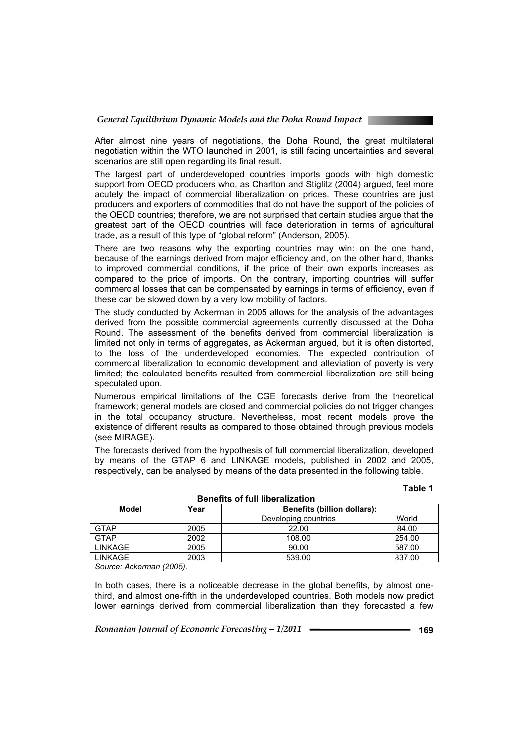After almost nine years of negotiations, the Doha Round, the great multilateral negotiation within the WTO launched in 2001, is still facing uncertainties and several scenarios are still open regarding its final result.

The largest part of underdeveloped countries imports goods with high domestic support from OECD producers who, as Charlton and Stiglitz (2004) argued, feel more acutely the impact of commercial liberalization on prices. These countries are just producers and exporters of commodities that do not have the support of the policies of the OECD countries; therefore, we are not surprised that certain studies argue that the greatest part of the OECD countries will face deterioration in terms of agricultural trade, as a result of this type of "global reform" (Anderson, 2005).

There are two reasons why the exporting countries may win: on the one hand, because of the earnings derived from major efficiency and, on the other hand, thanks to improved commercial conditions, if the price of their own exports increases as compared to the price of imports. On the contrary, importing countries will suffer commercial losses that can be compensated by earnings in terms of efficiency, even if these can be slowed down by a very low mobility of factors.

The study conducted by Ackerman in 2005 allows for the analysis of the advantages derived from the possible commercial agreements currently discussed at the Doha Round. The assessment of the benefits derived from commercial liberalization is limited not only in terms of aggregates, as Ackerman argued, but it is often distorted, to the loss of the underdeveloped economies. The expected contribution of commercial liberalization to economic development and alleviation of poverty is very limited; the calculated benefits resulted from commercial liberalization are still being speculated upon.

Numerous empirical limitations of the CGE forecasts derive from the theoretical framework; general models are closed and commercial policies do not trigger changes in the total occupancy structure. Nevertheless, most recent models prove the existence of different results as compared to those obtained through previous models (see MIRAGE).

The forecasts derived from the hypothesis of full commercial liberalization, developed by means of the GTAP 6 and LINKAGE models, published in 2002 and 2005, respectively, can be analysed by means of the data presented in the following table.

**Table 1**

**Benefits of full liberalization**

| Model | Year | Benefits (billion dollars): | |
|---|---|---|---|
| | | Developing countries | World |
| GTAP | 2005 | 22.00 | 84.00 |
| GTAP | 2002 | 108.00 | 254.00 |
| LINKAGE | 2005 | 90.00 | 587.00 |
| LINKAGE | 2003 | 539.00 | 837.00 |

*Source: Ackerman (2005).*

In both cases, there is a noticeable decrease in the global benefits, by almost one-third, and almost one-fifth in the underdeveloped countries. Both models now predict lower earnings derived from commercial liberalization than they forecasted a few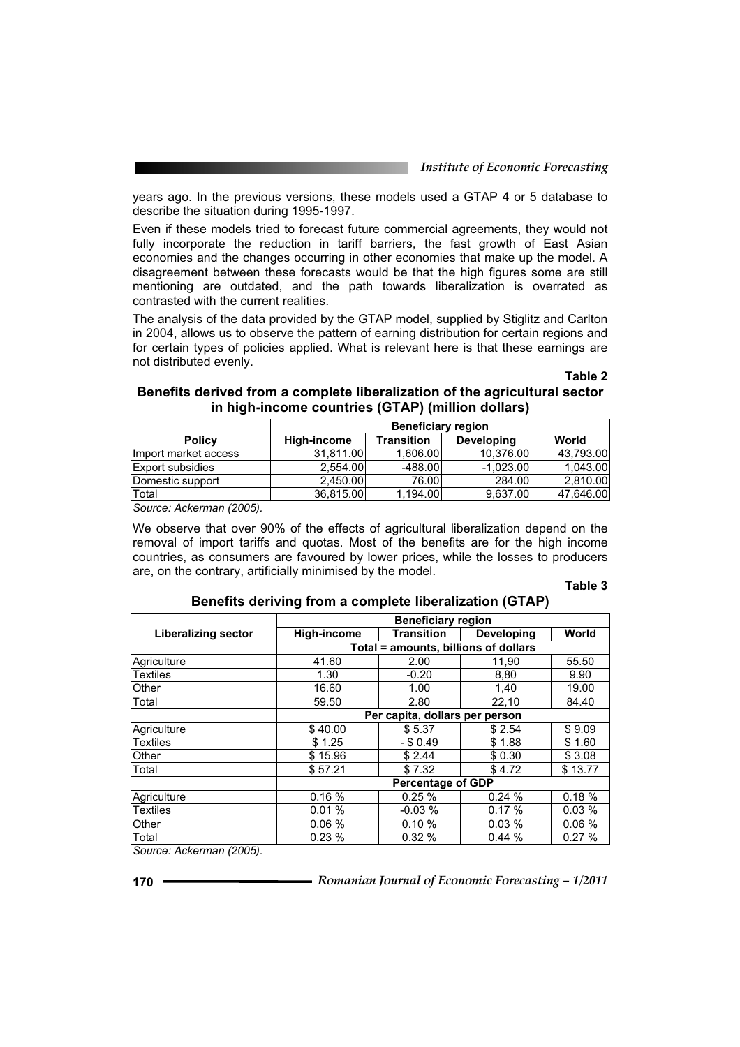years ago. In the previous versions, these models used a GTAP 4 or 5 database to describe the situation during 1995-1997.

Even if these models tried to forecast future commercial agreements, they would not fully incorporate the reduction in tariff barriers, the fast growth of East Asian economies and the changes occurring in other economies that make up the model. A disagreement between these forecasts would be that the high figures some are still mentioning are outdated, and the path towards liberalization is overrated as contrasted with the current realities.

The analysis of the data provided by the GTAP model, supplied by Stiglitz and Carlton in 2004, allows us to observe the pattern of earning distribution for certain regions and for certain types of policies applied. What is relevant here is that these earnings are not distributed evenly.

**Table 2**

**Benefits derived from a complete liberalization of the agricultural sector in high-income countries (GTAP) (million dollars)**

| | Beneficiary region | | | |
|---|---|---|---|---|
| **Policy** | **High-income** | **Transition** | **Developing** | **World** |
| Import market access | 31,811.00 | 1,606.00 | 10,376.00 | 43,793.00 |
| Export subsidies | 2,554.00 | -488.00 | -1,023.00 | 1,043.00 |
| Domestic support | 2,450.00 | 76.00 | 284.00 | 2,810.00 |
| Total | 36,815.00 | 1,194.00 | 9,637.00 | 47,646.00 |

*Source: Ackerman (2005).*

We observe that over 90% of the effects of agricultural liberalization depend on the removal of import tariffs and quotas. Most of the benefits are for the high income countries, as consumers are favoured by lower prices, while the losses to producers are, on the contrary, artificially minimised by the model.

**Table 3**

**Benefits deriving from a complete liberalization (GTAP)**

| | Beneficiary region | | | |
|---|---|---|---|---|
| **Liberalizing sector** | **High-income** | **Transition** | **Developing** | **World** |
| | **Total = amounts, billions of dollars** | | | |
| Agriculture | 41.60 | 2.00 | 11,90 | 55.50 |
| Textiles | 1.30 | -0.20 | 8,80 | 9.90 |
| Other | 16.60 | 1.00 | 1,40 | 19.00 |
| Total | 59.50 | 2.80 | 22,10 | 84.40 |
| | **Per capita, dollars per person** | | | |
| Agriculture | $ 40.00 | $ 5.37 | $ 2.54 | $ 9.09 |
| Textiles | $ 1.25 | - $ 0.49 | $ 1.88 | $ 1.60 |
| Other | $ 15.96 | $ 2.44 | $ 0.30 | $ 3.08 |
| Total | $ 57.21 | $ 7.32 | $ 4.72 | $ 13.77 |
| | **Percentage of GDP** | | | |
| Agriculture | 0.16 % | 0.25 % | 0.24 % | 0.18 % |
| Textiles | 0.01 % | -0.03 % | 0.17 % | 0.03 % |
| Other | 0.06 % | 0.10 % | 0.03 % | 0.06 % |
| Total | 0.23 % | 0.32 % | 0.44 % | 0.27 % |

*Source: Ackerman (2005).*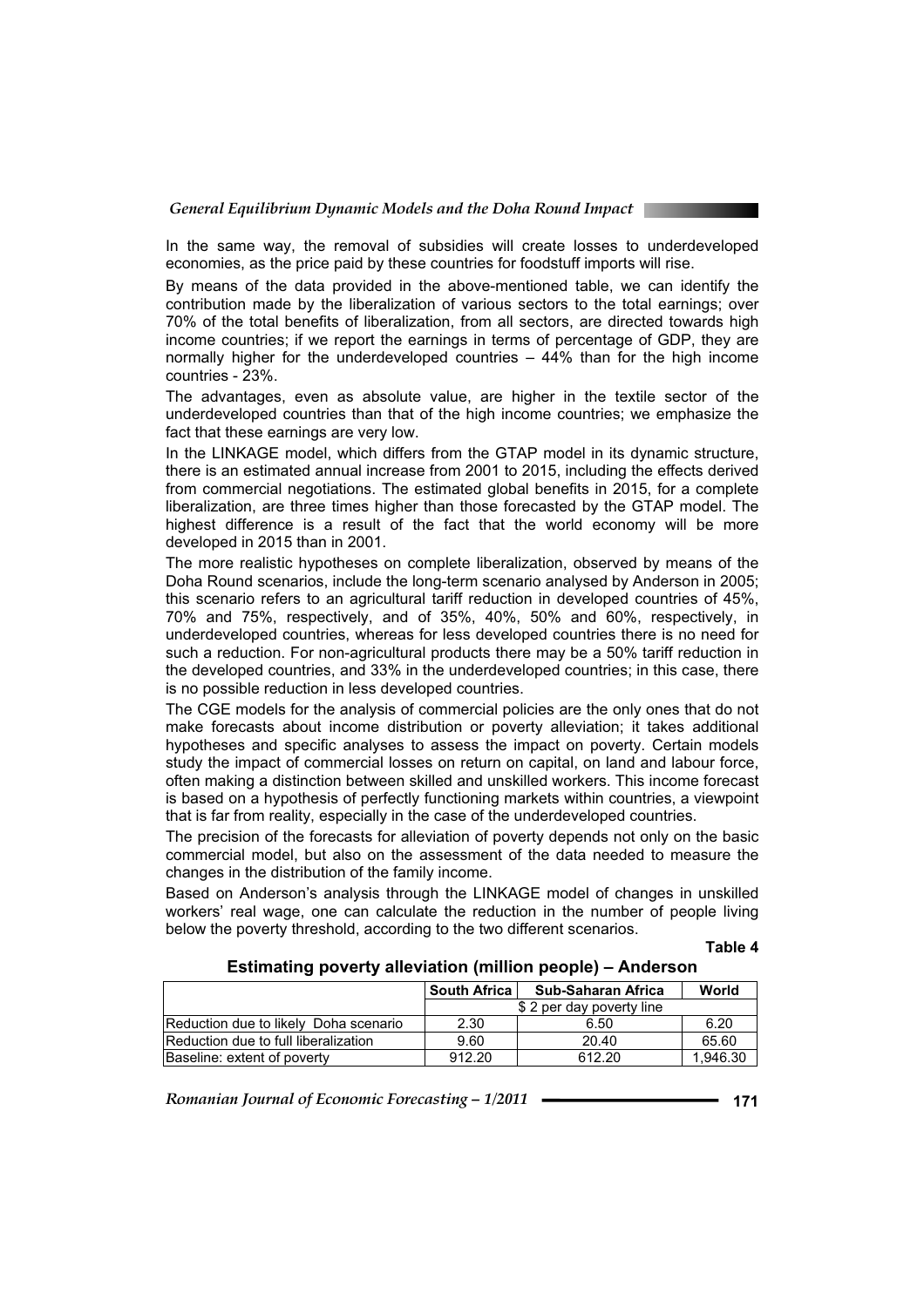In the same way, the removal of subsidies will create losses to underdeveloped economies, as the price paid by these countries for foodstuff imports will rise.

By means of the data provided in the above-mentioned table, we can identify the contribution made by the liberalization of various sectors to the total earnings; over 70% of the total benefits of liberalization, from all sectors, are directed towards high income countries; if we report the earnings in terms of percentage of GDP, they are normally higher for the underdeveloped countries – 44% than for the high income countries - 23%.

The advantages, even as absolute value, are higher in the textile sector of the underdeveloped countries than that of the high income countries; we emphasize the fact that these earnings are very low.

In the LINKAGE model, which differs from the GTAP model in its dynamic structure, there is an estimated annual increase from 2001 to 2015, including the effects derived from commercial negotiations. The estimated global benefits in 2015, for a complete liberalization, are three times higher than those forecasted by the GTAP model. The highest difference is a result of the fact that the world economy will be more developed in 2015 than in 2001.

The more realistic hypotheses on complete liberalization, observed by means of the Doha Round scenarios, include the long-term scenario analysed by Anderson in 2005; this scenario refers to an agricultural tariff reduction in developed countries of 45%, 70% and 75%, respectively, and of 35%, 40%, 50% and 60%, respectively, in underdeveloped countries, whereas for less developed countries there is no need for such a reduction. For non-agricultural products there may be a 50% tariff reduction in the developed countries, and 33% in the underdeveloped countries; in this case, there is no possible reduction in less developed countries.

The CGE models for the analysis of commercial policies are the only ones that do not make forecasts about income distribution or poverty alleviation; it takes additional hypotheses and specific analyses to assess the impact on poverty. Certain models study the impact of commercial losses on return on capital, on land and labour force, often making a distinction between skilled and unskilled workers. This income forecast is based on a hypothesis of perfectly functioning markets within countries, a viewpoint that is far from reality, especially in the case of the underdeveloped countries.

The precision of the forecasts for alleviation of poverty depends not only on the basic commercial model, but also on the assessment of the data needed to measure the changes in the distribution of the family income.

Based on Anderson's analysis through the LINKAGE model of changes in unskilled workers' real wage, one can calculate the reduction in the number of people living below the poverty threshold, according to the two different scenarios.

**Table 4**

**Estimating poverty alleviation (million people) – Anderson**

| | South Africa | Sub-Saharan Africa | World |
|---|---|---|---|
| | \$ 2 per day poverty line | | |
| Reduction due to likely Doha scenario | 2.30 | 6.50 | 6.20 |
| Reduction due to full liberalization | 9.60 | 20.40 | 65.60 |
| Baseline: extent of poverty | 912.20 | 612.20 | 1,946.30 |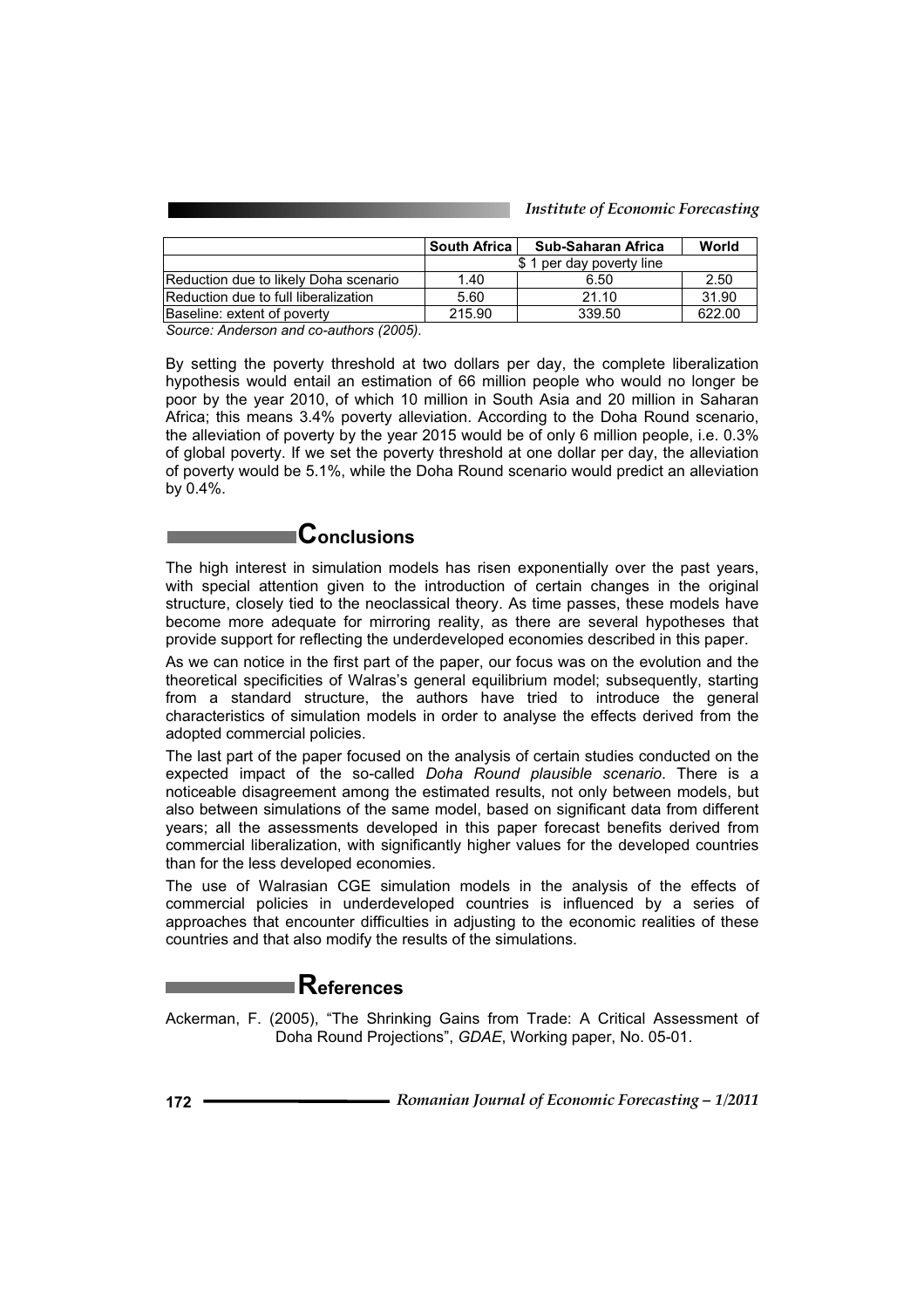| | South Africa | Sub-Saharan Africa | World |
|---|---|---|---|
| | $ 1 per day poverty line | | |
| Reduction due to likely Doha scenario | 1.40 | 6.50 | 2.50 |
| Reduction due to full liberalization | 5.60 | 21.10 | 31.90 |
| Baseline: extent of poverty | 215.90 | 339.50 | 622.00 |

*Source: Anderson and co-authors (2005).*

By setting the poverty threshold at two dollars per day, the complete liberalization hypothesis would entail an estimation of 66 million people who would no longer be poor by the year 2010, of which 10 million in South Asia and 20 million in Saharan Africa; this means 3.4% poverty alleviation. According to the Doha Round scenario, the alleviation of poverty by the year 2015 would be of only 6 million people, i.e. 0.3% of global poverty. If we set the poverty threshold at one dollar per day, the alleviation of poverty would be 5.1%, while the Doha Round scenario would predict an alleviation by 0.4%.

## Conclusions

The high interest in simulation models has risen exponentially over the past years, with special attention given to the introduction of certain changes in the original structure, closely tied to the neoclassical theory. As time passes, these models have become more adequate for mirroring reality, as there are several hypotheses that provide support for reflecting the underdeveloped economies described in this paper.

As we can notice in the first part of the paper, our focus was on the evolution and the theoretical specificities of Walras's general equilibrium model; subsequently, starting from a standard structure, the authors have tried to introduce the general characteristics of simulation models in order to analyse the effects derived from the adopted commercial policies.

The last part of the paper focused on the analysis of certain studies conducted on the expected impact of the so-called *Doha Round plausible scenario*. There is a noticeable disagreement among the estimated results, not only between models, but also between simulations of the same model, based on significant data from different years; all the assessments developed in this paper forecast benefits derived from commercial liberalization, with significantly higher values for the developed countries than for the less developed economies.

The use of Walrasian CGE simulation models in the analysis of the effects of commercial policies in underdeveloped countries is influenced by a series of approaches that encounter difficulties in adjusting to the economic realities of these countries and that also modify the results of the simulations.

## References

Ackerman, F. (2005), "The Shrinking Gains from Trade: A Critical Assessment of Doha Round Projections", *GDAE*, Working paper, No. 05-01.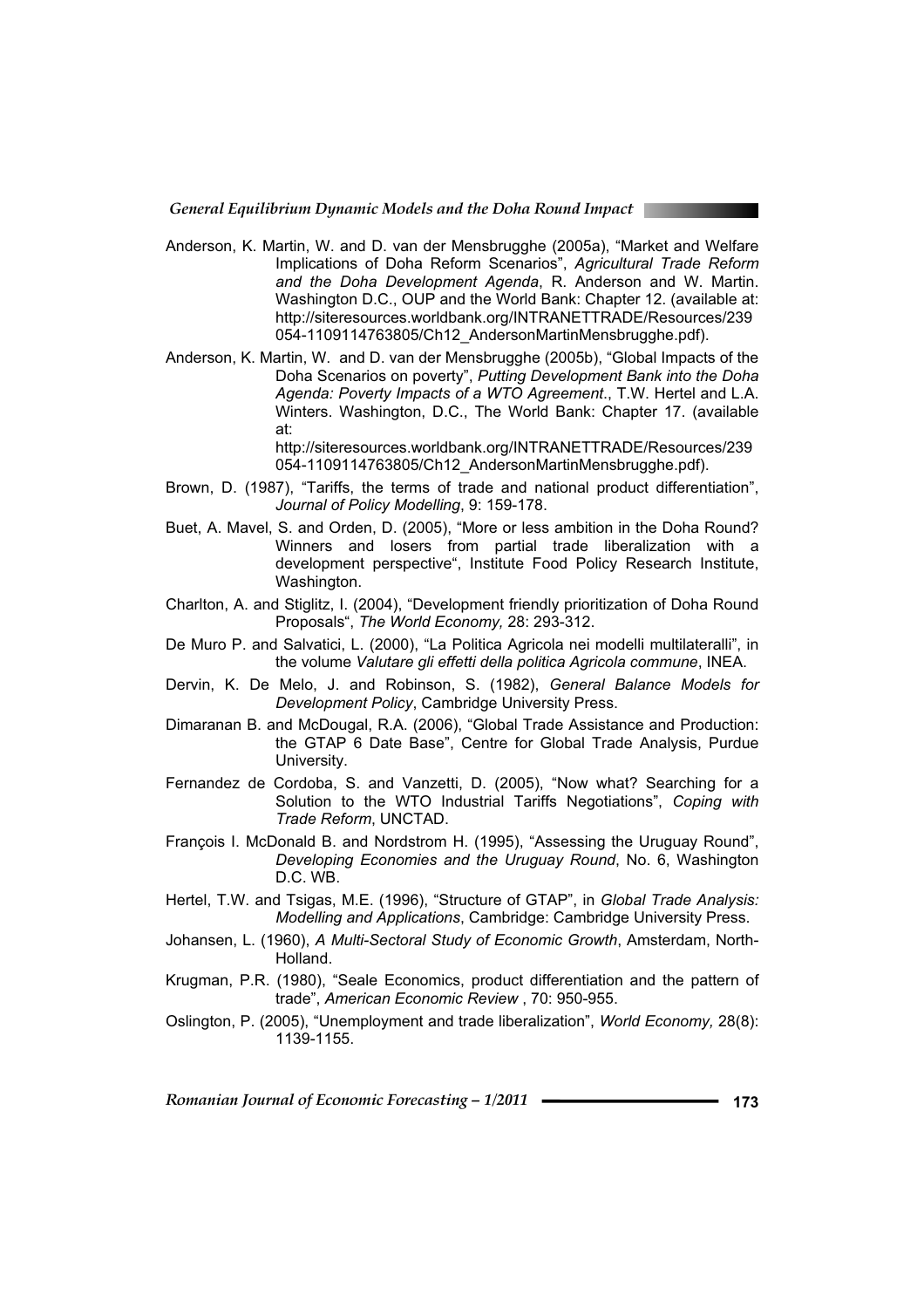Anderson, K. Martin, W. and D. van der Mensbrugghe (2005a), "Market and Welfare Implications of Doha Reform Scenarios", *Agricultural Trade Reform and the Doha Development Agenda*, R. Anderson and W. Martin. Washington D.C., OUP and the World Bank: Chapter 12. (available at: http://siteresources.worldbank.org/INTRANETTRADE/Resources/239054-1109114763805/Ch12_AndersonMartinMensbrugghe.pdf).

Anderson, K. Martin, W. and D. van der Mensbrugghe (2005b), "Global Impacts of the Doha Scenarios on poverty", *Putting Development Bank into the Doha Agenda: Poverty Impacts of a WTO Agreement*., T.W. Hertel and L.A. Winters. Washington, D.C., The World Bank: Chapter 17. (available at: http://siteresources.worldbank.org/INTRANETTRADE/Resources/239054-1109114763805/Ch12_AndersonMartinMensbrugghe.pdf).

Brown, D. (1987), "Tariffs, the terms of trade and national product differentiation", *Journal of Policy Modelling*, 9: 159-178.

Buet, A. Mavel, S. and Orden, D. (2005), "More or less ambition in the Doha Round? Winners and losers from partial trade liberalization with a development perspective", Institute Food Policy Research Institute, Washington.

Charlton, A. and Stiglitz, I. (2004), "Development friendly prioritization of Doha Round Proposals", *The World Economy,* 28: 293-312.

De Muro P. and Salvatici, L. (2000), "La Politica Agricola nei modelli multilateralli", in the volume *Valutare gli effetti della politica Agricola commune*, INEA.

Dervin, K. De Melo, J. and Robinson, S. (1982), *General Balance Models for Development Policy*, Cambridge University Press.

Dimaranan B. and McDougal, R.A. (2006), "Global Trade Assistance and Production: the GTAP 6 Date Base", Centre for Global Trade Analysis, Purdue University.

Fernandez de Cordoba, S. and Vanzetti, D. (2005), "Now what? Searching for a Solution to the WTO Industrial Tariffs Negotiations", *Coping with Trade Reform*, UNCTAD.

François I. McDonald B. and Nordstrom H. (1995), "Assessing the Uruguay Round", *Developing Economies and the Uruguay Round*, No. 6, Washington D.C. WB.

Hertel, T.W. and Tsigas, M.E. (1996), "Structure of GTAP", in *Global Trade Analysis: Modelling and Applications*, Cambridge: Cambridge University Press.

Johansen, L. (1960), *A Multi-Sectoral Study of Economic Growth*, Amsterdam, North-Holland.

Krugman, P.R. (1980), "Seale Economics, product differentiation and the pattern of trade", *American Economic Review* , 70: 950-955.

Oslington, P. (2005), "Unemployment and trade liberalization", *World Economy,* 28(8): 1139-1155.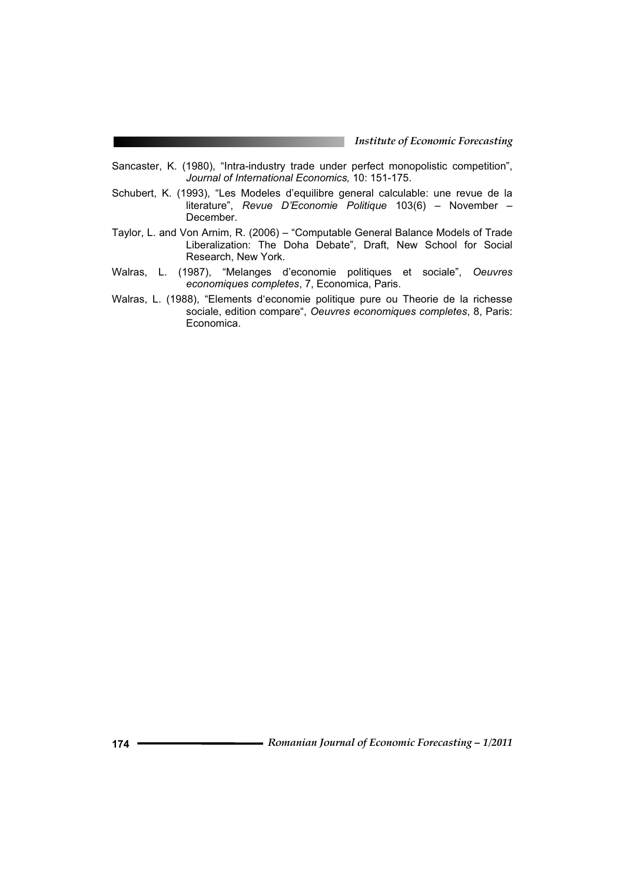Sancaster, K. (1980), “Intra-industry trade under perfect monopolistic competition”, *Journal of International Economics,* 10: 151-175.

Schubert, K. (1993), “Les Modeles d’equilibre general calculable: une revue de la literature”, *Revue D’Economie Politique* 103(6) – November – December.

Taylor, L. and Von Arnim, R. (2006) – “Computable General Balance Models of Trade Liberalization: The Doha Debate”, Draft, New School for Social Research, New York.

Walras, L. (1987), “Melanges d’economie politiques et sociale”, *Oeuvres economiques completes*, 7, Economica, Paris.

Walras, L. (1988), “Elements d‘economie politique pure ou Theorie de la richesse sociale, edition compare“, *Oeuvres economiques completes*, 8, Paris: Economica.